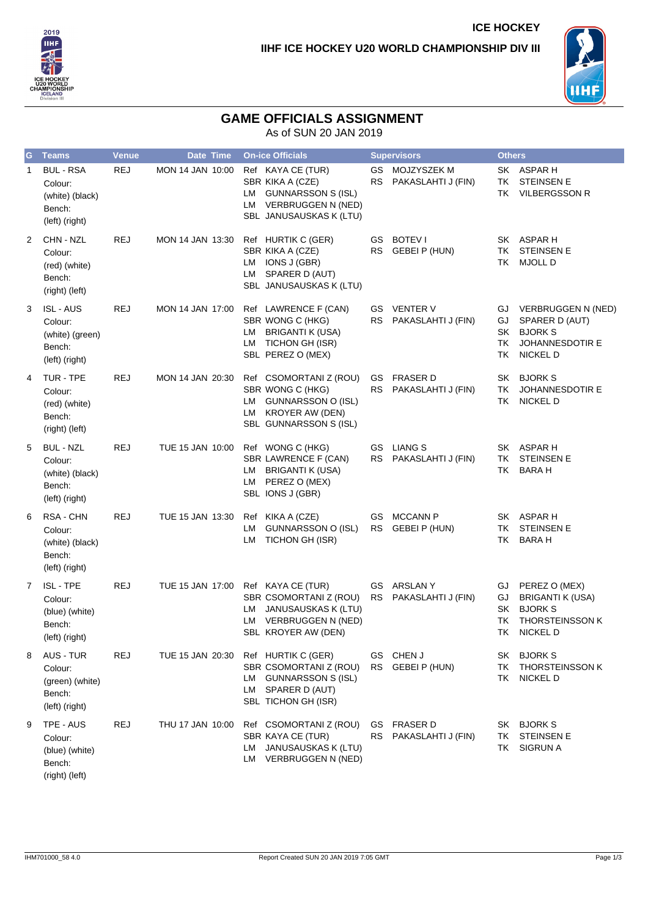ICE HOCKEY

IIHF ICE HOCKEY U20 WORLD CHAMPIONSHIP DIV III

# GAME OFFICIALS ASSIGNMENT

As of SUN 20 JAN 2019

| G | Teams | Venue | Date Time | On-ice Officials | Supervisors | Others |
|---|---|---|---|---|---|---|
| 1 | BUL - RSA<br>Colour:<br>(white) (black)<br>Bench:<br>(left) (right) | REJ | MON 14 JAN 10:00 | Ref KAYA CE (TUR)<br>SBR KIKA A (CZE)<br>LM GUNNARSSON S (ISL)<br>LM VERBRUGGEN N (NED)<br>SBL JANUSAUSKAS K (LTU) | GS MOJZYSZEK M<br>RS PAKASLAHTI J (FIN) | SK ASPAR H<br>TK STEINSEN E<br>TK VILBERGSSON R |
| 2 | CHN - NZL<br>Colour:<br>(red) (white)<br>Bench:<br>(right) (left) | REJ | MON 14 JAN 13:30 | Ref HURTIK C (GER)<br>SBR KIKA A (CZE)<br>LM IONS J (GBR)<br>LM SPARER D (AUT)<br>SBL JANUSAUSKAS K (LTU) | GS BOTEV I<br>RS GEBEI P (HUN) | SK ASPAR H<br>TK STEINSEN E<br>TK MJOLL D |
| 3 | ISL - AUS<br>Colour:<br>(white) (green)<br>Bench:<br>(left) (right) | REJ | MON 14 JAN 17:00 | Ref LAWRENCE F (CAN)<br>SBR WONG C (HKG)<br>LM BRIGANTI K (USA)<br>LM TICHON GH (ISR)<br>SBL PEREZ O (MEX) | GS VENTER V<br>RS PAKASLAHTI J (FIN) | GJ VERBRUGGEN N (NED)<br>GJ SPARER D (AUT)<br>SK BJORK S<br>TK JOHANNESDOTIR E<br>TK NICKEL D |
| 4 | TUR - TPE<br>Colour:<br>(red) (white)<br>Bench:<br>(right) (left) | REJ | MON 14 JAN 20:30 | Ref CSOMORTANI Z (ROU)<br>SBR WONG C (HKG)<br>LM GUNNARSSON O (ISL)<br>LM KROYER AW (DEN)<br>SBL GUNNARSSON S (ISL) | GS FRASER D<br>RS PAKASLAHTI J (FIN) | SK BJORK S<br>TK JOHANNESDOTIR E<br>TK NICKEL D |
| 5 | BUL - NZL<br>Colour:<br>(white) (black)<br>Bench:<br>(left) (right) | REJ | TUE 15 JAN 10:00 | Ref WONG C (HKG)<br>SBR LAWRENCE F (CAN)<br>LM BRIGANTI K (USA)<br>LM PEREZ O (MEX)<br>SBL IONS J (GBR) | GS LIANG S<br>RS PAKASLAHTI J (FIN) | SK ASPAR H<br>TK STEINSEN E<br>TK BARA H |
| 6 | RSA - CHN<br>Colour:<br>(white) (black)<br>Bench:<br>(left) (right) | REJ | TUE 15 JAN 13:30 | Ref KIKA A (CZE)<br>LM GUNNARSSON O (ISL)<br>LM TICHON GH (ISR) | GS MCCANN P<br>RS GEBEI P (HUN) | SK ASPAR H<br>TK STEINSEN E<br>TK BARA H |
| 7 | ISL - TPE<br>Colour:<br>(blue) (white)<br>Bench:<br>(left) (right) | REJ | TUE 15 JAN 17:00 | Ref KAYA CE (TUR)<br>SBR CSOMORTANI Z (ROU)<br>LM JANUSAUSKAS K (LTU)<br>LM VERBRUGGEN N (NED)<br>SBL KROYER AW (DEN) | GS ARSLAN Y<br>RS PAKASLAHTI J (FIN) | GJ PEREZ O (MEX)<br>GJ BRIGANTI K (USA)<br>SK BJORK S<br>TK THORSTEINSSON K<br>TK NICKEL D |
| 8 | AUS - TUR<br>Colour:<br>(green) (white)<br>Bench:<br>(left) (right) | REJ | TUE 15 JAN 20:30 | Ref HURTIK C (GER)<br>SBR CSOMORTANI Z (ROU)<br>LM GUNNARSSON S (ISL)<br>LM SPARER D (AUT)<br>SBL TICHON GH (ISR) | GS CHEN J<br>RS GEBEI P (HUN) | SK BJORK S<br>TK THORSTEINSSON K<br>TK NICKEL D |
| 9 | TPE - AUS<br>Colour:<br>(blue) (white)<br>Bench:<br>(right) (left) | REJ | THU 17 JAN 10:00 | Ref CSOMORTANI Z (ROU)<br>SBR KAYA CE (TUR)<br>LM JANUSAUSKAS K (LTU)<br>LM VERBRUGGEN N (NED) | GS FRASER D<br>RS PAKASLAHTI J (FIN) | SK BJORK S<br>TK STEINSEN E<br>TK SIGRUN A |

IHM701000_58 4.0 Report Created SUN 20 JAN 2019 7:05 GMT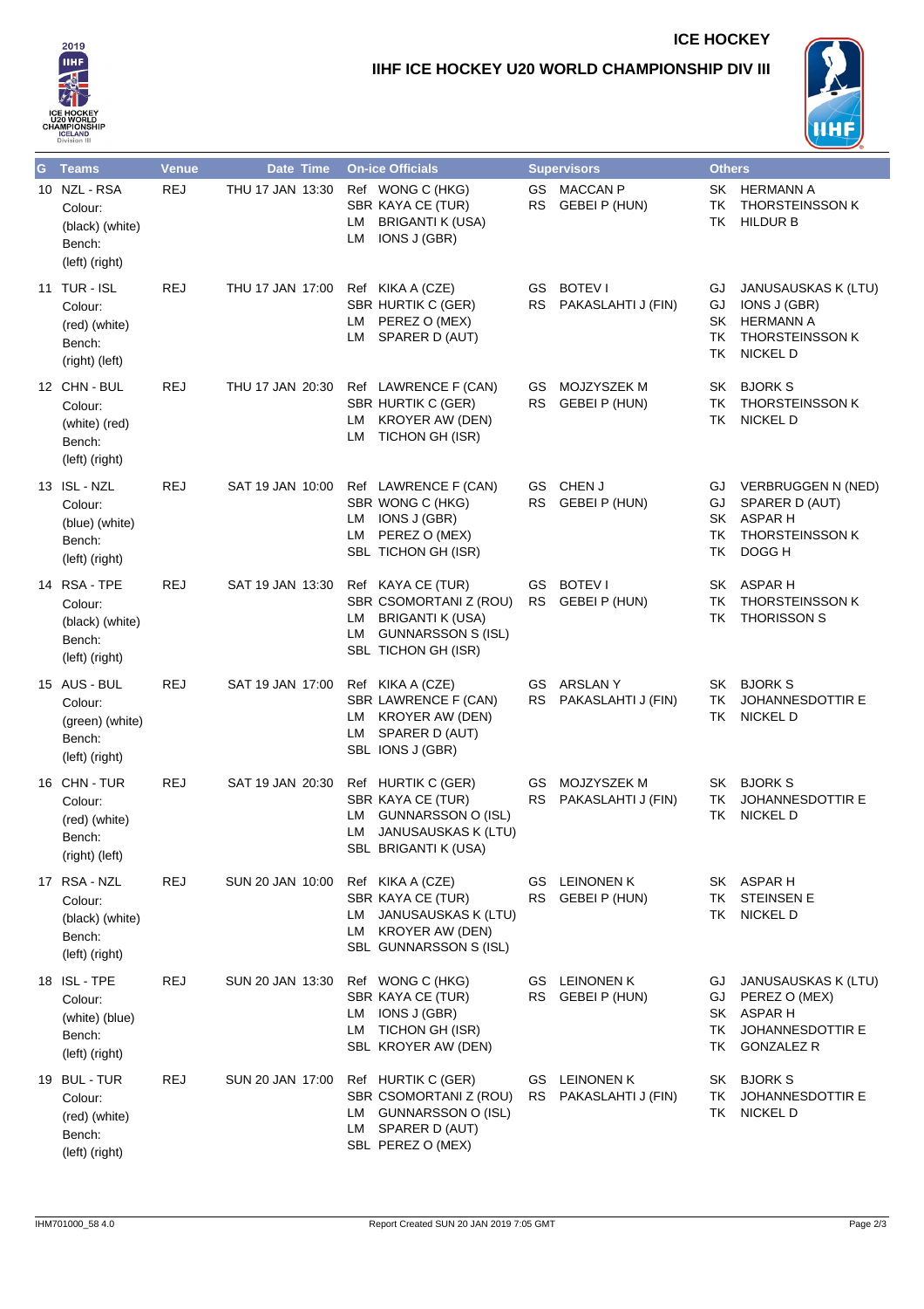# ICE HOCKEY

## IIHF ICE HOCKEY U20 WORLD CHAMPIONSHIP DIV III

| G | Teams | Venue | Date Time | On-ice Officials | Supervisors | Others |
|---|---|---|---|---|---|---|
| 10 | NZL - RSA<br>Colour:<br>(black) (white)<br>Bench:<br>(left) (right) | REJ | THU 17 JAN 13:30 | Ref WONG C (HKG)<br>SBR KAYA CE (TUR)<br>LM BRIGANTI K (USA)<br>LM IONS J (GBR) | GS MACCAN P<br>RS GEBEI P (HUN) | SK HERMANN A<br>TK THORSTEINSSON K<br>TK HILDUR B |
| 11 | TUR - ISL<br>Colour:<br>(red) (white)<br>Bench:<br>(right) (left) | REJ | THU 17 JAN 17:00 | Ref KIKA A (CZE)<br>SBR HURTIK C (GER)<br>LM PEREZ O (MEX)<br>LM SPARER D (AUT) | GS BOTEV I<br>RS PAKASLAHTI J (FIN) | GJ JANUSAUSKAS K (LTU)<br>GJ IONS J (GBR)<br>SK HERMANN A<br>TK THORSTEINSSON K<br>TK NICKEL D |
| 12 | CHN - BUL<br>Colour:<br>(white) (red)<br>Bench:<br>(left) (right) | REJ | THU 17 JAN 20:30 | Ref LAWRENCE F (CAN)<br>SBR HURTIK C (GER)<br>LM KROYER AW (DEN)<br>LM TICHON GH (ISR) | GS MOJZYSZEK M<br>RS GEBEI P (HUN) | SK BJORK S<br>TK THORSTEINSSON K<br>TK NICKEL D |
| 13 | ISL - NZL<br>Colour:<br>(blue) (white)<br>Bench:<br>(left) (right) | REJ | SAT 19 JAN 10:00 | Ref LAWRENCE F (CAN)<br>SBR WONG C (HKG)<br>LM IONS J (GBR)<br>LM PEREZ O (MEX)<br>SBL TICHON GH (ISR) | GS CHEN J<br>RS GEBEI P (HUN) | GJ VERBRUGGEN N (NED)<br>GJ SPARER D (AUT)<br>SK ASPAR H<br>TK THORSTEINSSON K<br>TK DOGG H |
| 14 | RSA - TPE<br>Colour:<br>(black) (white)<br>Bench:<br>(left) (right) | REJ | SAT 19 JAN 13:30 | Ref KAYA CE (TUR)<br>SBR CSOMORTANI Z (ROU)<br>LM BRIGANTI K (USA)<br>LM GUNNARSSON S (ISL)<br>SBL TICHON GH (ISR) | GS BOTEV I<br>RS GEBEI P (HUN) | SK ASPAR H<br>TK THORSTEINSSON K<br>TK THORISSON S |
| 15 | AUS - BUL<br>Colour:<br>(green) (white)<br>Bench:<br>(left) (right) | REJ | SAT 19 JAN 17:00 | Ref KIKA A (CZE)<br>SBR LAWRENCE F (CAN)<br>LM KROYER AW (DEN)<br>LM SPARER D (AUT)<br>SBL IONS J (GBR) | GS ARSLAN Y<br>RS PAKASLAHTI J (FIN) | SK BJORK S<br>TK JOHANNESDOTTIR E<br>TK NICKEL D |
| 16 | CHN - TUR<br>Colour:<br>(red) (white)<br>Bench:<br>(right) (left) | REJ | SAT 19 JAN 20:30 | Ref HURTIK C (GER)<br>SBR KAYA CE (TUR)<br>LM GUNNARSSON O (ISL)<br>LM JANUSAUSKAS K (LTU)<br>SBL BRIGANTI K (USA) | GS MOJZYSZEK M<br>RS PAKASLAHTI J (FIN) | SK BJORK S<br>TK JOHANNESDOTTIR E<br>TK NICKEL D |
| 17 | RSA - NZL<br>Colour:<br>(black) (white)<br>Bench:<br>(left) (right) | REJ | SUN 20 JAN 10:00 | Ref KIKA A (CZE)<br>SBR KAYA CE (TUR)<br>LM JANUSAUSKAS K (LTU)<br>LM KROYER AW (DEN)<br>SBL GUNNARSSON S (ISL) | GS LEINONEN K<br>RS GEBEI P (HUN) | SK ASPAR H<br>TK STEINSEN E<br>TK NICKEL D |
| 18 | ISL - TPE<br>Colour:<br>(white) (blue)<br>Bench:<br>(left) (right) | REJ | SUN 20 JAN 13:30 | Ref WONG C (HKG)<br>SBR KAYA CE (TUR)<br>LM IONS J (GBR)<br>LM TICHON GH (ISR)<br>SBL KROYER AW (DEN) | GS LEINONEN K<br>RS GEBEI P (HUN) | GJ JANUSAUSKAS K (LTU)<br>GJ PEREZ O (MEX)<br>SK ASPAR H<br>TK JOHANNESDOTTIR E<br>TK GONZALEZ R |
| 19 | BUL - TUR<br>Colour:<br>(red) (white)<br>Bench:<br>(left) (right) | REJ | SUN 20 JAN 17:00 | Ref HURTIK C (GER)<br>SBR CSOMORTANI Z (ROU)<br>LM GUNNARSSON O (ISL)<br>LM SPARER D (AUT)<br>SBL PEREZ O (MEX) | GS LEINONEN K<br>RS PAKASLAHTI J (FIN) | SK BJORK S<br>TK JOHANNESDOTTIR E<br>TK NICKEL D |

IHM701000_58 4.0 Report Created SUN 20 JAN 2019 7:05 GMT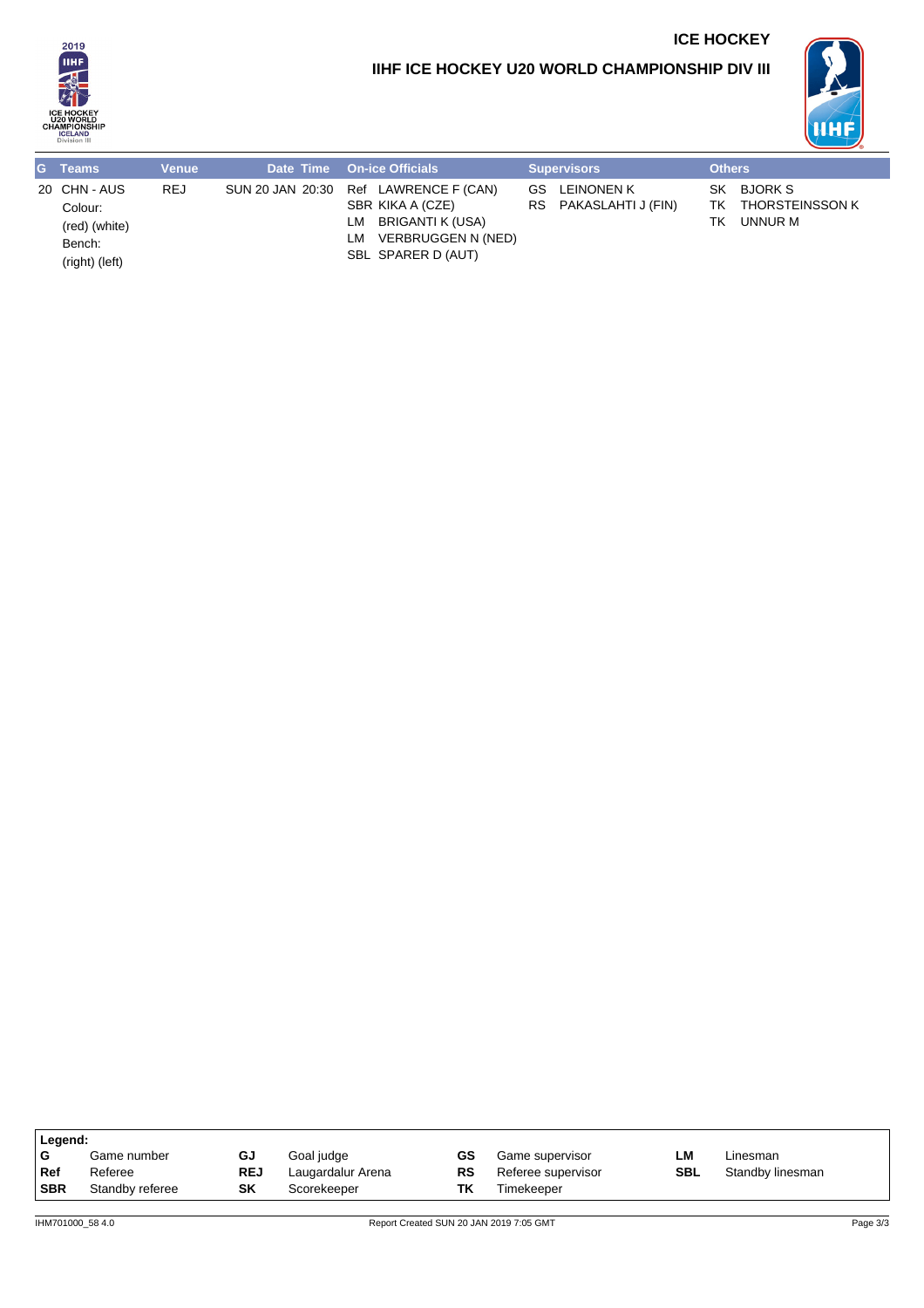**ICE HOCKEY**

**IIHF ICE HOCKEY U20 WORLD CHAMPIONSHIP DIV III**

| G | Teams | Venue | Date Time | On-ice Officials | Supervisors | Others |
|---|---|---|---|---|---|---|
| 20 | CHN - AUS<br>Colour:<br>(red) (white)<br>Bench:<br>(right) (left) | REJ | SUN 20 JAN 20:30 | Ref LAWRENCE F (CAN)<br>SBR KIKA A (CZE)<br>LM BRIGANTI K (USA)<br>LM VERBRUGGEN N (NED)<br>SBL SPARER D (AUT) | GS LEINONEN K<br>RS PAKASLAHTI J (FIN) | SK BJORK S<br>TK THORSTEINSSON K<br>TK UNNUR M |

**Legend:**

| | | | | | | | |
|---|---|---|---|---|---|---|---|
| **G** | Game number | **GJ** | Goal judge | **GS** | Game supervisor | **LM** | Linesman |
| **Ref** | Referee | **REJ** | Laugardalur Arena | **RS** | Referee supervisor | **SBL** | Standby linesman |
| **SBR** | Standby referee | **SK** | Scorekeeper | **TK** | Timekeeper | | |

IHM701000_58 4.0 Report Created SUN 20 JAN 2019 7:05 GMT